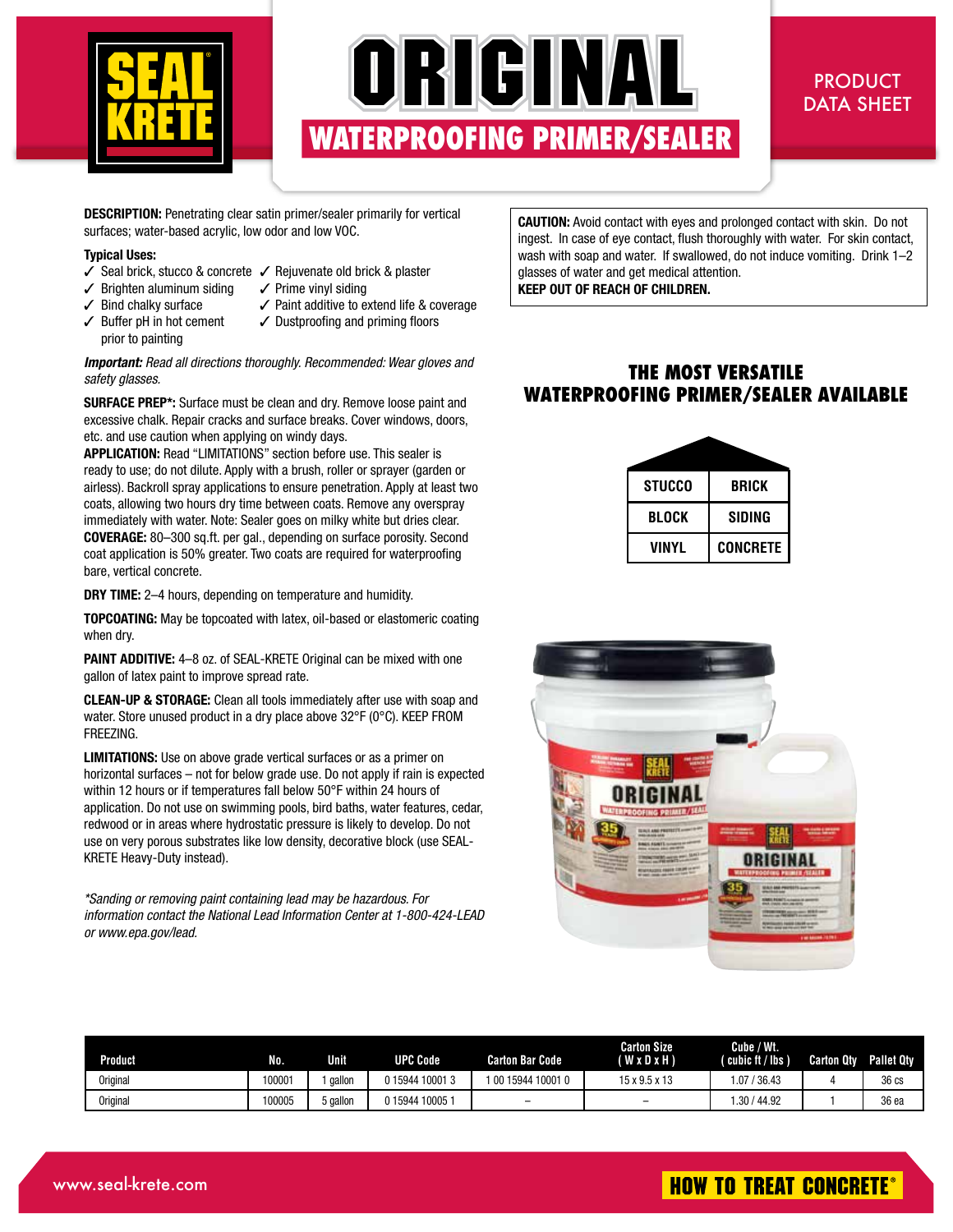# SEAL KRETE ORIGINAL

## WATERPROOFING PRIMER/SEALER

PRODUCT DATA SHEET

**DESCRIPTION:** Penetrating clear satin primer/sealer primarily for vertical surfaces; water-based acrylic, low odor and low VOC.

**Typical Uses:**

- ✓ Seal brick, stucco & concrete
- ✓ Brighten aluminum siding
- ✓ Bind chalky surface
- ✓ Buffer pH in hot cement prior to painting
- ✓ Rejuvenate old brick & plaster
- ✓ Prime vinyl siding
- ✓ Paint additive to extend life & coverage
- ✓ Dustproofing and priming floors

***Important:*** *Read all directions thoroughly. Recommended: Wear gloves and safety glasses.*

**SURFACE PREP*:** Surface must be clean and dry. Remove loose paint and excessive chalk. Repair cracks and surface breaks. Cover windows, doors, etc. and use caution when applying on windy days.

**APPLICATION:** Read "LIMITATIONS" section before use. This sealer is ready to use; do not dilute. Apply with a brush, roller or sprayer (garden or airless). Backroll spray applications to ensure penetration. Apply at least two coats, allowing two hours dry time between coats. Remove any overspray immediately with water. Note: Sealer goes on milky white but dries clear.

**COVERAGE:** 80–300 sq.ft. per gal., depending on surface porosity. Second coat application is 50% greater. Two coats are required for waterproofing bare, vertical concrete.

**DRY TIME:** 2–4 hours, depending on temperature and humidity.

**TOPCOATING:** May be topcoated with latex, oil-based or elastomeric coating when dry.

**PAINT ADDITIVE:** 4–8 oz. of SEAL-KRETE Original can be mixed with one gallon of latex paint to improve spread rate.

**CLEAN-UP & STORAGE:** Clean all tools immediately after use with soap and water. Store unused product in a dry place above 32°F (0°C). KEEP FROM FREEZING.

**LIMITATIONS:** Use on above grade vertical surfaces or as a primer on horizontal surfaces – not for below grade use. Do not apply if rain is expected within 12 hours or if temperatures fall below 50°F within 24 hours of application. Do not use on swimming pools, bird baths, water features, cedar, redwood or in areas where hydrostatic pressure is likely to develop. Do not use on very porous substrates like low density, decorative block (use SEAL-KRETE Heavy-Duty instead).

*\*Sanding or removing paint containing lead may be hazardous. For information contact the National Lead Information Center at 1-800-424-LEAD or www.epa.gov/lead.*

**CAUTION:** Avoid contact with eyes and prolonged contact with skin. Do not ingest. In case of eye contact, flush thoroughly with water. For skin contact, wash with soap and water. If swallowed, do not induce vomiting. Drink 1–2 glasses of water and get medical attention.
**KEEP OUT OF REACH OF CHILDREN.**

### THE MOST VERSATILE WATERPROOFING PRIMER/SEALER AVAILABLE

| STUCCO | BRICK |
|---|---|
| BLOCK | SIDING |
| VINYL | CONCRETE |

| Product | No. | Unit | UPC Code | Carton Bar Code | Carton Size ( W x D x H ) | Cube / Wt. ( cubic ft / lbs ) | Carton Qty | Pallet Qty |
|---|---|---|---|---|---|---|---|---|
| Original | 100001 | 1 gallon | 0 15944 10001 3 | 1 00 15944 10001 0 | 15 x 9.5 x 13 | 1.07 / 36.43 | 4 | 36 cs |
| Original | 100005 | 5 gallon | 0 15944 10005 1 | – | – | 1.30 / 44.92 | 1 | 36 ea |

www.seal-krete.com

HOW TO TREAT CONCRETE®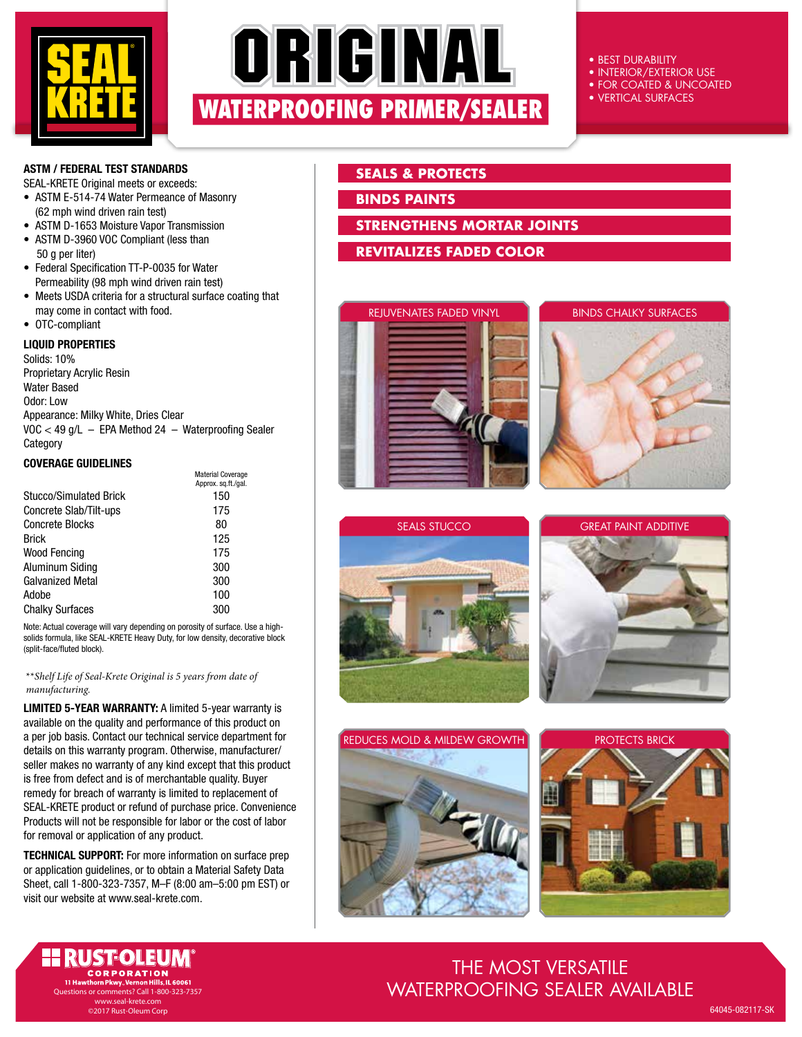# ORIGINAL

## WATERPROOFING PRIMER/SEALER

- BEST DURABILITY
- INTERIOR/EXTERIOR USE
- FOR COATED & UNCOATED
- VERTICAL SURFACES

### ASTM / FEDERAL TEST STANDARDS

SEAL-KRETE Original meets or exceeds:

- ASTM E-514-74 Water Permeance of Masonry (62 mph wind driven rain test)
- ASTM D-1653 Moisture Vapor Transmission
- ASTM D-3960 VOC Compliant (less than 50 g per liter)
- Federal Specification TT-P-0035 for Water Permeability (98 mph wind driven rain test)
- Meets USDA criteria for a structural surface coating that may come in contact with food.
- OTC-compliant

### LIQUID PROPERTIES

Solids: 10%
Proprietary Acrylic Resin
Water Based
Odor: Low
Appearance: Milky White, Dries Clear
VOC < 49 g/L – EPA Method 24 – Waterproofing Sealer Category

### COVERAGE GUIDELINES

| | Material Coverage Approx. sq.ft./gal. |
|---|---|
| Stucco/Simulated Brick | 150 |
| Concrete Slab/Tilt-ups | 175 |
| Concrete Blocks | 80 |
| Brick | 125 |
| Wood Fencing | 175 |
| Aluminum Siding | 300 |
| Galvanized Metal | 300 |
| Adobe | 100 |
| Chalky Surfaces | 300 |

Note: Actual coverage will vary depending on porosity of surface. Use a high-solids formula, like SEAL-KRETE Heavy Duty, for low density, decorative block (split-face/fluted block).

*\*\*Shelf Life of Seal-Krete Original is 5 years from date of manufacturing.*

**LIMITED 5-YEAR WARRANTY:** A limited 5-year warranty is available on the quality and performance of this product on a per job basis. Contact our technical service department for details on this warranty program. Otherwise, manufacturer/seller makes no warranty of any kind except that this product is free from defect and is of merchantable quality. Buyer remedy for breach of warranty is limited to replacement of SEAL-KRETE product or refund of purchase price. Convenience Products will not be responsible for labor or the cost of labor for removal or application of any product.

**TECHNICAL SUPPORT:** For more information on surface prep or application guidelines, or to obtain a Material Safety Data Sheet, call 1-800-323-7357, M–F (8:00 am–5:00 pm EST) or visit our website at www.seal-krete.com.

**SEALS & PROTECTS**

**BINDS PAINTS**

**STRENGTHENS MORTAR JOINTS**

**REVITALIZES FADED COLOR**

REJUVENATES FADED VINYL

BINDS CHALKY SURFACES

SEALS STUCCO

GREAT PAINT ADDITIVE

REDUCES MOLD & MILDEW GROWTH

PROTECTS BRICK

RUST-OLEUM CORPORATION
11 Hawthorn Pkwy., Vernon Hills, IL 60061
Questions or comments? Call 1-800-323-7357
www.seal-krete.com
©2017 Rust-Oleum Corp

THE MOST VERSATILE WATERPROOFING SEALER AVAILABLE

64045-082117-SK